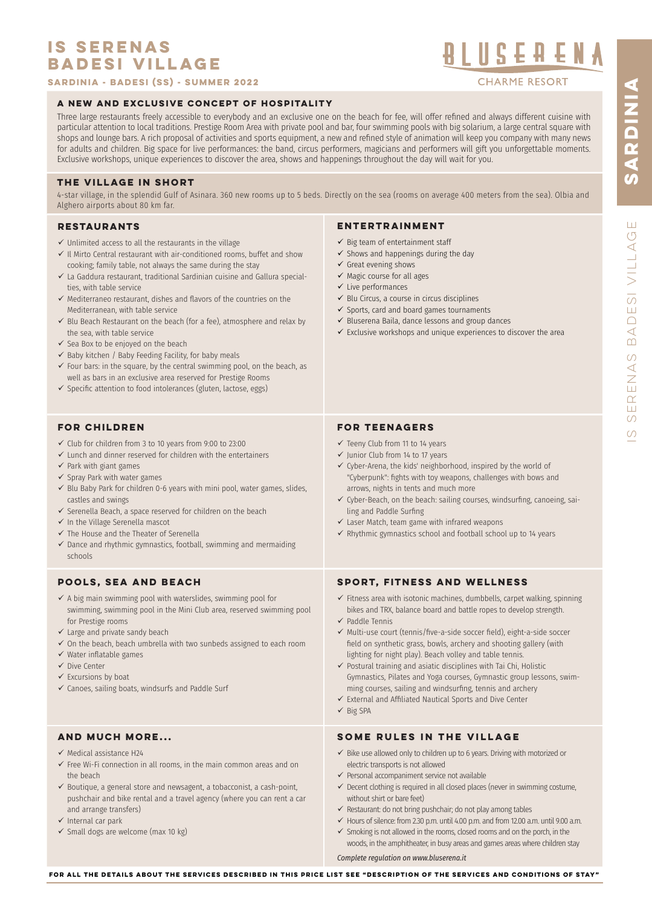# IS SERENAS BADESI VILLAGE

**SARDINIA - BADESI (SS) - SUMMER 2022**

BLUSERENA
CHARME RESORT

## A NEW AND EXCLUSIVE CONCEPT OF HOSPITALITY

Three large restaurants freely accessible to everybody and an exclusive one on the beach for fee, will offer refined and always different cuisine with particular attention to local traditions. Prestige Room Area with private pool and bar, four swimming pools with big solarium, a large central square with shops and lounge bars. A rich proposal of activities and sports equipment, a new and refined style of animation will keep you company with many news for adults and children. Big space for live performances: the band, circus performers, magicians and performers will gift you unforgettable moments. Exclusive workshops, unique experiences to discover the area, shows and happenings throughout the day will wait for you.

## THE VILLAGE IN SHORT

4-star village, in the splendid Gulf of Asinara. 360 new rooms up to 5 beds. Directly on the sea (rooms on average 400 meters from the sea). Olbia and Alghero airports about 80 km far.

## RESTAURANTS

- ✓ Unlimited access to all the restaurants in the village
- ✓ Il Mirto Central restaurant with air-conditioned rooms, buffet and show cooking; family table, not always the same during the stay
- ✓ La Gaddura restaurant, traditional Sardinian cuisine and Gallura specialties, with table service
- ✓ Mediterraneo restaurant, dishes and flavors of the countries on the Mediterranean, with table service
- ✓ Blu Beach Restaurant on the beach (for a fee), atmosphere and relax by the sea, with table service
- ✓ Sea Box to be enjoyed on the beach
- ✓ Baby kitchen / Baby Feeding Facility, for baby meals
- ✓ Four bars: in the square, by the central swimming pool, on the beach, as well as bars in an exclusive area reserved for Prestige Rooms
- ✓ Specific attention to food intolerances (gluten, lactose, eggs)

## ENTERTAINMENT

- ✓ Big team of entertainment staff
- ✓ Shows and happenings during the day
- ✓ Great evening shows
- ✓ Magic course for all ages
- ✓ Live performances
- ✓ Blu Circus, a course in circus disciplines
- ✓ Sports, card and board games tournaments
- ✓ Bluserena Baila, dance lessons and group dances
- ✓ Exclusive workshops and unique experiences to discover the area

## FOR CHILDREN

- ✓ Club for children from 3 to 10 years from 9:00 to 23:00
- ✓ Lunch and dinner reserved for children with the entertainers
- ✓ Park with giant games
- ✓ Spray Park with water games
- ✓ Blu Baby Park for children 0-6 years with mini pool, water games, slides, castles and swings
- ✓ Serenella Beach, a space reserved for children on the beach
- ✓ In the Village Serenella mascot
- ✓ The House and the Theater of Serenella
- ✓ Dance and rhythmic gymnastics, football, swimming and mermaiding schools

## FOR TEENAGERS

- ✓ Teeny Club from 11 to 14 years
- ✓ Junior Club from 14 to 17 years
- ✓ Cyber-Arena, the kids' neighborhood, inspired by the world of "Cyberpunk": fights with toy weapons, challenges with bows and arrows, nights in tents and much more
- ✓ Cyber-Beach, on the beach: sailing courses, windsurfing, canoeing, sailing and Paddle Surfing
- ✓ Laser Match, team game with infrared weapons
- ✓ Rhythmic gymnastics school and football school up to 14 years

## POOLS, SEA AND BEACH

- ✓ A big main swimming pool with waterslides, swimming pool for swimming, swimming pool in the Mini Club area, reserved swimming pool for Prestige rooms
- ✓ Large and private sandy beach
- ✓ On the beach, beach umbrella with two sunbeds assigned to each room
- ✓ Water inflatable games
- ✓ Dive Center
- ✓ Excursions by boat
- ✓ Canoes, sailing boats, windsurfs and Paddle Surf

## SPORT, FITNESS AND WELLNESS

- ✓ Fitness area with isotonic machines, dumbbells, carpet walking, spinning bikes and TRX, balance board and battle ropes to develop strength.
- ✓ Paddle Tennis
- ✓ Multi-use court (tennis/five-a-side soccer field), eight-a-side soccer field on synthetic grass, bowls, archery and shooting gallery (with lighting for night play). Beach volley and table tennis.
- ✓ Postural training and asiatic disciplines with Tai Chi, Holistic Gymnastics, Pilates and Yoga courses, Gymnastic group lessons, swimming courses, sailing and windsurfing, tennis and archery
- ✓ External and Affiliated Nautical Sports and Dive Center
- ✓ Big SPA

## AND MUCH MORE...

- ✓ Medical assistance H24
- ✓ Free Wi-Fi connection in all rooms, in the main common areas and on the beach
- ✓ Boutique, a general store and newsagent, a tobacconist, a cash-point, pushchair and bike rental and a travel agency (where you can rent a car and arrange transfers)
- ✓ Internal car park
- ✓ Small dogs are welcome (max 10 kg)

## SOME RULES IN THE VILLAGE

- ✓ Bike use allowed only to children up to 6 years. Driving with motorized or electric transports is not allowed
- ✓ Personal accompaniment service not available
- ✓ Decent clothing is required in all closed places (never in swimming costume, without shirt or bare feet)
- ✓ Restaurant: do not bring pushchair; do not play among tables
- ✓ Hours of silence: from 2.30 p.m. until 4.00 p.m. and from 12.00 a.m. until 9.00 a.m.
- ✓ Smoking is not allowed in the rooms, closed rooms and on the porch, in the woods, in the amphitheater, in busy areas and games areas where children stay

*Complete regulation on www.bluserena.it*

**FOR ALL THE DETAILS ABOUT THE SERVICES DESCRIBED IN THIS PRICE LIST SEE "DESCRIPTION OF THE SERVICES AND CONDITIONS OF STAY"**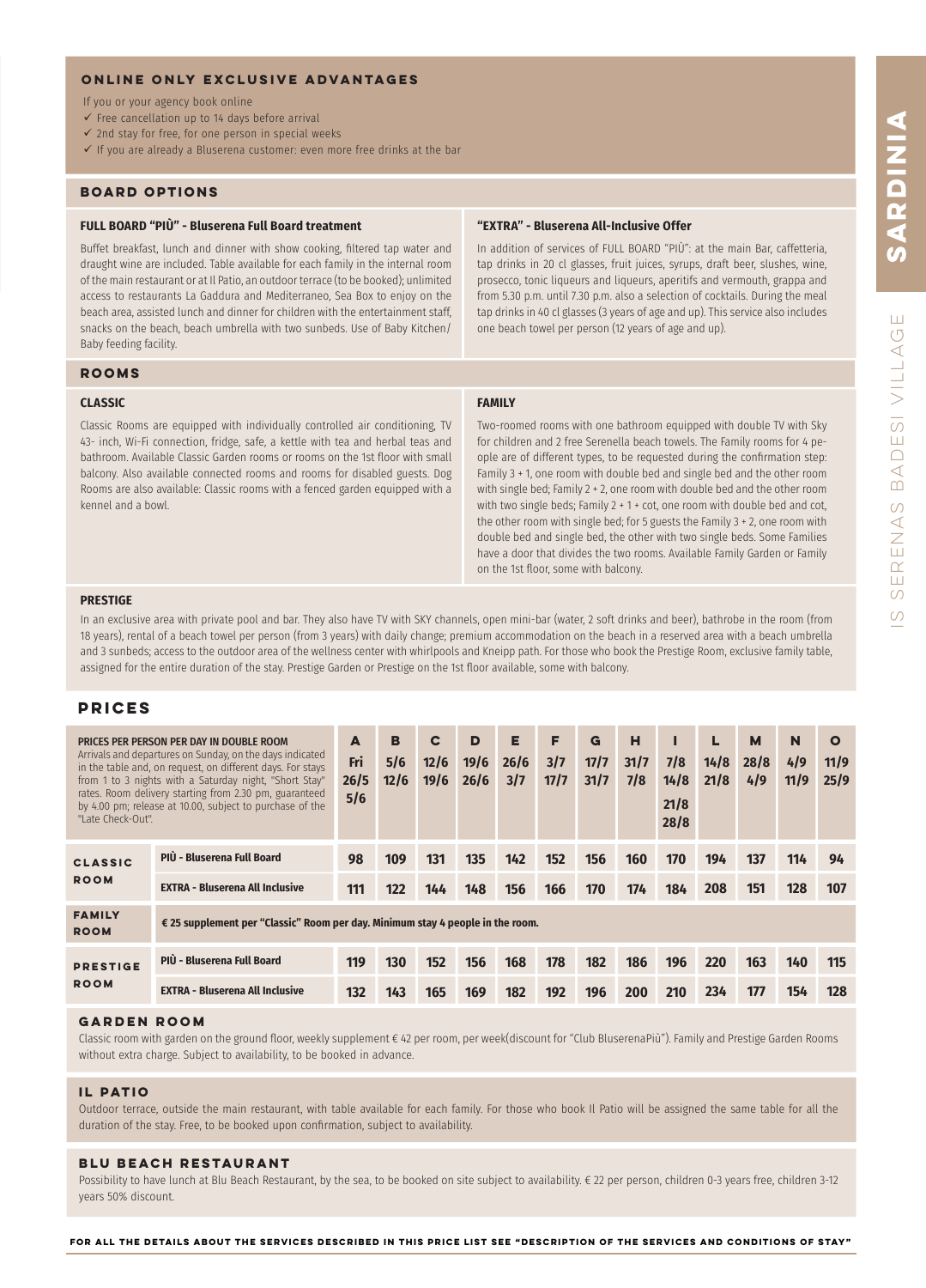## ONLINE ONLY EXCLUSIVE ADVANTAGES

If you or your agency book online

- ✓ Free cancellation up to 14 days before arrival
- ✓ 2nd stay for free, for one person in special weeks
- ✓ If you are already a Bluserena customer: even more free drinks at the bar

## BOARD OPTIONS

### FULL BOARD "PIÙ" - Bluserena Full Board treatment

Buffet breakfast, lunch and dinner with show cooking, filtered tap water and draught wine are included. Table available for each family in the internal room of the main restaurant or at Il Patio, an outdoor terrace (to be booked); unlimited access to restaurants La Gaddura and Mediterraneo, Sea Box to enjoy on the beach area, assisted lunch and dinner for children with the entertainment staff, snacks on the beach, beach umbrella with two sunbeds. Use of Baby Kitchen/ Baby feeding facility.

### "EXTRA" - Bluserena All-Inclusive Offer

In addition of services of FULL BOARD "PIÙ": at the main Bar, caffetteria, tap drinks in 20 cl glasses, fruit juices, syrups, draft beer, slushes, wine, prosecco, tonic liqueurs and liqueurs, aperitifs and vermouth, grappa and from 5.30 p.m. until 7.30 p.m. also a selection of cocktails. During the meal tap drinks in 40 cl glasses (3 years of age and up). This service also includes one beach towel per person (12 years of age and up).

## ROOMS

### CLASSIC

Classic Rooms are equipped with individually controlled air conditioning, TV 43- inch, Wi-Fi connection, fridge, safe, a kettle with tea and herbal teas and bathroom. Available Classic Garden rooms or rooms on the 1st floor with small balcony. Also available connected rooms and rooms for disabled guests. Dog Rooms are also available: Classic rooms with a fenced garden equipped with a kennel and a bowl.

### FAMILY

Two-roomed rooms with one bathroom equipped with double TV with Sky for children and 2 free Serenella beach towels. The Family rooms for 4 people are of different types, to be requested during the confirmation step: Family 3 + 1, one room with double bed and single bed and the other room with single bed; Family 2 + 2, one room with double bed and the other room with two single beds; Family 2 + 1 + cot, one room with double bed and cot, the other room with single bed; for 5 guests the Family 3 + 2, one room with double bed and single bed, the other with two single beds. Some Families have a door that divides the two rooms. Available Family Garden or Family on the 1st floor, some with balcony.

### PRESTIGE

In an exclusive area with private pool and bar. They also have TV with SKY channels, open mini-bar (water, 2 soft drinks and beer), bathrobe in the room (from 18 years), rental of a beach towel per person (from 3 years) with daily change; premium accommodation on the beach in a reserved area with a beach umbrella and 3 sunbeds; access to the outdoor area of the wellness center with whirlpools and Kneipp path. For those who book the Prestige Room, exclusive family table, assigned for the entire duration of the stay. Prestige Garden or Prestige on the 1st floor available, some with balcony.

## PRICES

| PRICES PER PERSON PER DAY IN DOUBLE ROOM<br>Arrivals and departures on Sunday, on the days indicated in the table and, on request, on different days. For stays from 1 to 3 nights with a Saturday night, "Short Stay" rates. Room delivery starting from 2.30 pm, guaranteed by 4.00 pm; release at 10.00, subject to purchase of the "Late Check-Out". | | A<br>Fri 26/5 5/6 | B<br>5/6 12/6 | C<br>12/6 19/6 | D<br>19/6 26/6 | E<br>26/6 3/7 | F<br>3/7 17/7 | G<br>17/7 31/7 | H<br>31/7 7/8 | I<br>7/8 14/8 21/8 28/8 | L<br>14/8 21/8 | M<br>28/8 4/9 | N<br>4/9 11/9 | O<br>11/9 25/9 |
|---|---|---|---|---|---|---|---|---|---|---|---|---|---|---|
| CLASSIC ROOM | PIÙ - Bluserena Full Board | 98 | 109 | 131 | 135 | 142 | 152 | 156 | 160 | 170 | 194 | 137 | 114 | 94 |
| | EXTRA - Bluserena All Inclusive | 111 | 122 | 144 | 148 | 156 | 166 | 170 | 174 | 184 | 208 | 151 | 128 | 107 |
| FAMILY ROOM | € 25 supplement per "Classic" Room per day. Minimum stay 4 people in the room. | | | | | | | | | | | | | |
| PRESTIGE ROOM | PIÙ - Bluserena Full Board | 119 | 130 | 152 | 156 | 168 | 178 | 182 | 186 | 196 | 220 | 163 | 140 | 115 |
| | EXTRA - Bluserena All Inclusive | 132 | 143 | 165 | 169 | 182 | 192 | 196 | 200 | 210 | 234 | 177 | 154 | 128 |

### GARDEN ROOM

Classic room with garden on the ground floor, weekly supplement € 42 per room, per week(discount for "Club BluserenaPiù"). Family and Prestige Garden Rooms without extra charge. Subject to availability, to be booked in advance.

### IL PATIO

Outdoor terrace, outside the main restaurant, with table available for each family. For those who book Il Patio will be assigned the same table for all the duration of the stay. Free, to be booked upon confirmation, subject to availability.

### BLU BEACH RESTAURANT

Possibility to have lunch at Blu Beach Restaurant, by the sea, to be booked on site subject to availability. € 22 per person, children 0-3 years free, children 3-12 years 50% discount.

**FOR ALL THE DETAILS ABOUT THE SERVICES DESCRIBED IN THIS PRICE LIST SEE "DESCRIPTION OF THE SERVICES AND CONDITIONS OF STAY"**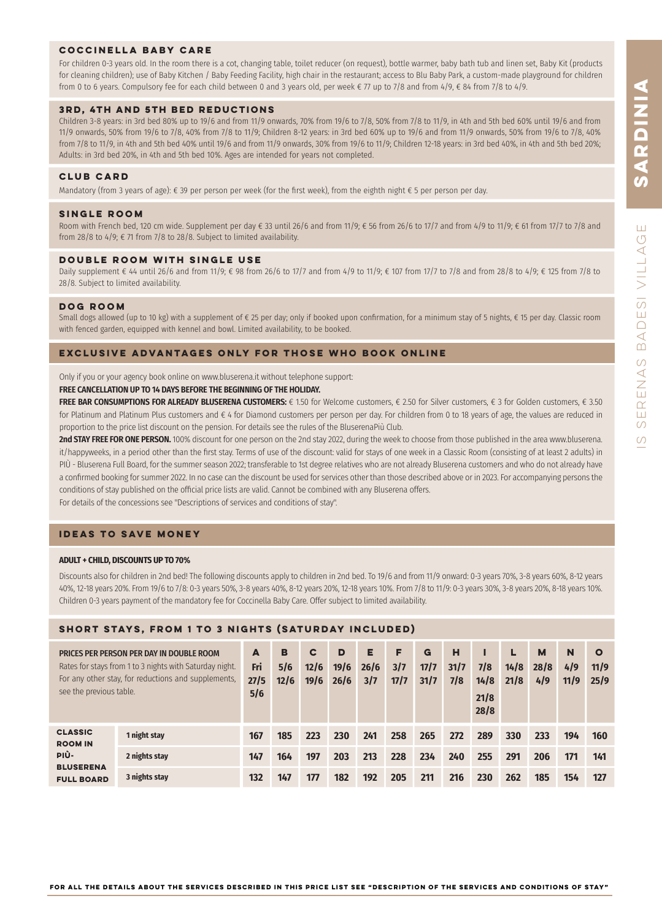## COCCINELLA BABY CARE

For children 0-3 years old. In the room there is a cot, changing table, toilet reducer (on request), bottle warmer, baby bath tub and linen set, Baby Kit (products for cleaning children); use of Baby Kitchen / Baby Feeding Facility, high chair in the restaurant; access to Blu Baby Park, a custom-made playground for children from 0 to 6 years. Compulsory fee for each child between 0 and 3 years old, per week € 77 up to 7/8 and from 4/9, € 84 from 7/8 to 4/9.

## 3RD, 4TH AND 5TH BED REDUCTIONS

Children 3-8 years: in 3rd bed 80% up to 19/6 and from 11/9 onwards, 70% from 19/6 to 7/8, 50% from 7/8 to 11/9, in 4th and 5th bed 60% until 19/6 and from 11/9 onwards, 50% from 19/6 to 7/8, 40% from 7/8 to 11/9; Children 8-12 years: in 3rd bed 60% up to 19/6 and from 11/9 onwards, 50% from 19/6 to 7/8, 40% from 7/8 to 11/9, in 4th and 5th bed 40% until 19/6 and from 11/9 onwards, 30% from 19/6 to 11/9; Children 12-18 years: in 3rd bed 40%, in 4th and 5th bed 20%; Adults: in 3rd bed 20%, in 4th and 5th bed 10%. Ages are intended for years not completed.

## CLUB CARD

Mandatory (from 3 years of age): € 39 per person per week (for the first week), from the eighth night € 5 per person per day.

## SINGLE ROOM

Room with French bed, 120 cm wide. Supplement per day € 33 until 26/6 and from 11/9; € 56 from 26/6 to 17/7 and from 4/9 to 11/9; € 61 from 17/7 to 7/8 and from 28/8 to 4/9; € 71 from 7/8 to 28/8. Subject to limited availability.

## DOUBLE ROOM WITH SINGLE USE

Daily supplement € 44 until 26/6 and from 11/9; € 98 from 26/6 to 17/7 and from 4/9 to 11/9; € 107 from 17/7 to 7/8 and from 28/8 to 4/9; € 125 from 7/8 to 28/8. Subject to limited availability.

## DOG ROOM

Small dogs allowed (up to 10 kg) with a supplement of € 25 per day; only if booked upon confirmation, for a minimum stay of 5 nights, € 15 per day. Classic room with fenced garden, equipped with kennel and bowl. Limited availability, to be booked.

## EXCLUSIVE ADVANTAGES ONLY FOR THOSE WHO BOOK ONLINE

Only if you or your agency book online on www.bluserena.it without telephone support:

**FREE CANCELLATION UP TO 14 DAYS BEFORE THE BEGINNING OF THE HOLIDAY.**

**FREE BAR CONSUMPTIONS FOR ALREADY BLUSERENA CUSTOMERS:** € 1.50 for Welcome customers, € 2.50 for Silver customers, € 3 for Golden customers, € 3.50 for Platinum and Platinum Plus customers and € 4 for Diamond customers per person per day. For children from 0 to 18 years of age, the values are reduced in proportion to the price list discount on the pension. For details see the rules of the BluserenaPiù Club.

**2nd STAY FREE FOR ONE PERSON.** 100% discount for one person on the 2nd stay 2022, during the week to choose from those published in the area www.bluserena.it/happyweeks, in a period other than the first stay. Terms of use of the discount: valid for stays of one week in a Classic Room (consisting of at least 2 adults) in PIÙ - Bluserena Full Board, for the summer season 2022; transferable to 1st degree relatives who are not already Bluserena customers and who do not already have a confirmed booking for summer 2022. In no case can the discount be used for services other than those described above or in 2023. For accompanying persons the conditions of stay published on the official price lists are valid. Cannot be combined with any Bluserena offers.

For details of the concessions see "Descriptions of services and conditions of stay".

## IDEAS TO SAVE MONEY

**ADULT + CHILD, DISCOUNTS UP TO 70%**

Discounts also for children in 2nd bed! The following discounts apply to children in 2nd bed. To 19/6 and from 11/9 onward: 0-3 years 70%, 3-8 years 60%, 8-12 years 40%, 12-18 years 20%. From 19/6 to 7/8: 0-3 years 50%, 3-8 years 40%, 8-12 years 20%, 12-18 years 10%. From 7/8 to 11/9: 0-3 years 30%, 3-8 years 20%, 8-18 years 10%. Children 0-3 years payment of the mandatory fee for Coccinella Baby Care. Offer subject to limited availability.

## SHORT STAYS, FROM 1 TO 3 NIGHTS (SATURDAY INCLUDED)

| **PRICES PER PERSON PER DAY IN DOUBLE ROOM** Rates for stays from 1 to 3 nights with Saturday night. For any other stay, for reductions and supplements, see the previous table. | | A Fri 27/5 5/6 | B 5/6 12/6 | C 12/6 19/6 | D 19/6 26/6 | E 26/6 3/7 | F 3/7 17/7 | G 17/7 31/7 | H 31/7 7/8 | I 7/8 14/8 21/8 28/8 | L 14/8 21/8 | M 28/8 4/9 | N 4/9 11/9 | O 11/9 25/9 |
|---|---|---|---|---|---|---|---|---|---|---|---|---|---|---|
| **CLASSIC ROOM IN PIÙ-BLUSERENA FULL BOARD** | 1 night stay | 167 | 185 | 223 | 230 | 241 | 258 | 265 | 272 | 289 | 330 | 233 | 194 | 160 |
| | 2 nights stay | 147 | 164 | 197 | 203 | 213 | 228 | 234 | 240 | 255 | 291 | 206 | 171 | 141 |
| | 3 nights stay | 132 | 147 | 177 | 182 | 192 | 205 | 211 | 216 | 230 | 262 | 185 | 154 | 127 |

FOR ALL THE DETAILS ABOUT THE SERVICES DESCRIBED IN THIS PRICE LIST SEE "DESCRIPTION OF THE SERVICES AND CONDITIONS OF STAY"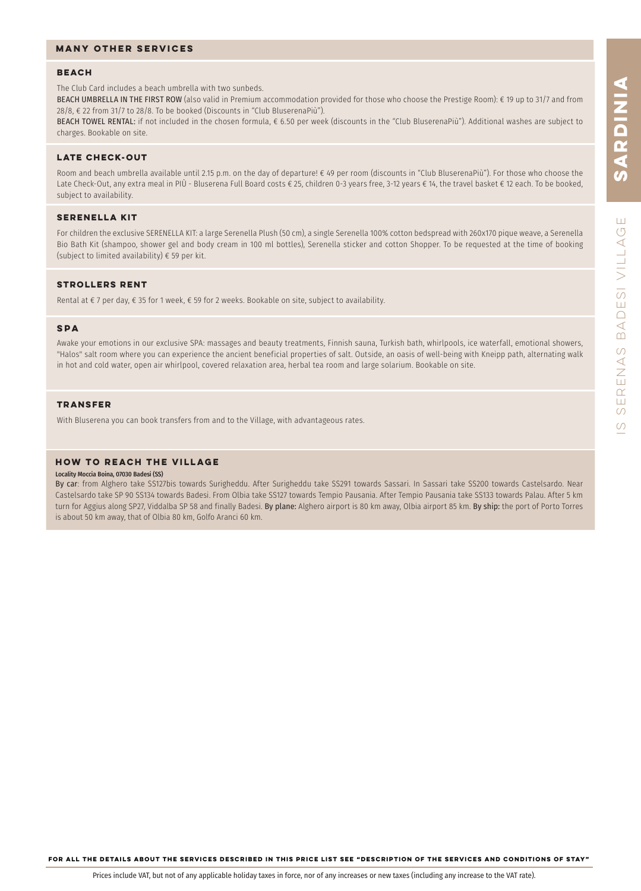## MANY OTHER SERVICES

### BEACH

The Club Card includes a beach umbrella with two sunbeds.

**BEACH UMBRELLA IN THE FIRST ROW** (also valid in Premium accommodation provided for those who choose the Prestige Room): € 19 up to 31/7 and from 28/8, € 22 from 31/7 to 28/8. To be booked (Discounts in "Club BluserenaPiù").

**BEACH TOWEL RENTAL:** if not included in the chosen formula, € 6.50 per week (discounts in the "Club BluserenaPiù"). Additional washes are subject to charges. Bookable on site.

### LATE CHECK-OUT

Room and beach umbrella available until 2.15 p.m. on the day of departure! € 49 per room (discounts in "Club BluserenaPiù"). For those who choose the Late Check-Out, any extra meal in PIÙ - Bluserena Full Board costs € 25, children 0-3 years free, 3-12 years € 14, the travel basket € 12 each. To be booked, subject to availability.

### SERENELLA KIT

For children the exclusive SERENELLA KIT: a large Serenella Plush (50 cm), a single Serenella 100% cotton bedspread with 260x170 pique weave, a Serenella Bio Bath Kit (shampoo, shower gel and body cream in 100 ml bottles), Serenella sticker and cotton Shopper. To be requested at the time of booking (subject to limited availability) € 59 per kit.

### STROLLERS RENT

Rental at € 7 per day, € 35 for 1 week, € 59 for 2 weeks. Bookable on site, subject to availability.

### SPA

Awake your emotions in our exclusive SPA: massages and beauty treatments, Finnish sauna, Turkish bath, whirlpools, ice waterfall, emotional showers, "Halos" salt room where you can experience the ancient beneficial properties of salt. Outside, an oasis of well-being with Kneipp path, alternating walk in hot and cold water, open air whirlpool, covered relaxation area, herbal tea room and large solarium. Bookable on site.

### TRANSFER

With Bluserena you can book transfers from and to the Village, with advantageous rates.

## HOW TO REACH THE VILLAGE

**Locality Moccia Boina, 07030 Badesi (SS)**

**By car**: from Alghero take SS127bis towards Surigheddu. After Surigheddu take SS291 towards Sassari. In Sassari take SS200 towards Castelsardo. Near Castelsardo take SP 90 SS134 towards Badesi. From Olbia take SS127 towards Tempio Pausania. After Tempio Pausania take SS133 towards Palau. After 5 km turn for Aggius along SP27, Viddalba SP 58 and finally Badesi. **By plane:** Alghero airport is 80 km away, Olbia airport 85 km. **By ship:** the port of Porto Torres is about 50 km away, that of Olbia 80 km, Golfo Aranci 60 km.

**FOR ALL THE DETAILS ABOUT THE SERVICES DESCRIBED IN THIS PRICE LIST SEE "DESCRIPTION OF THE SERVICES AND CONDITIONS OF STAY"**

Prices include VAT, but not of any applicable holiday taxes in force, nor of any increases or new taxes (including any increase to the VAT rate).